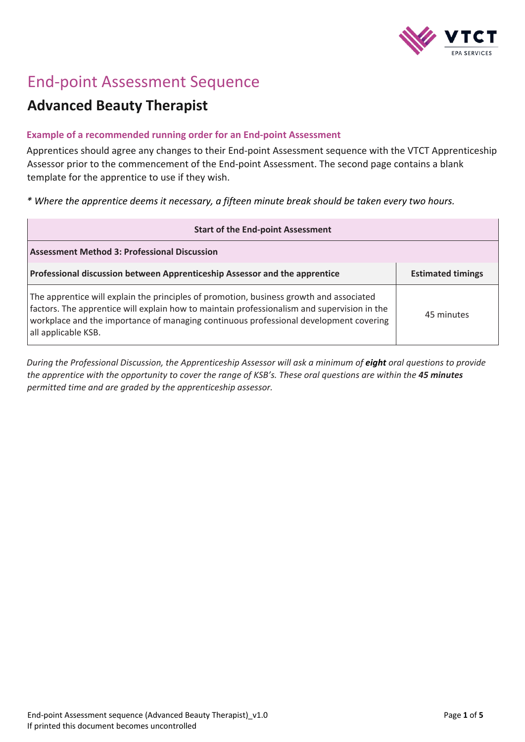# End-point Assessment Sequence

## Advanced Beauty Therapist

### Example of a recommended running order for an End-point Assessment

Apprentices should agree any changes to their End-point Assessment sequence with the VTCT Apprenticeship Assessor prior to the commencement of the End-point Assessment. The second page contains a blank template for the apprentice to use if they wish.

*\* Where the apprentice deems it necessary, a fifteen minute break should be taken every two hours.*

| **Start of the End-point Assessment** | |
|---|---|
| **Assessment Method 3: Professional Discussion** | |
| **Professional discussion between Apprenticeship Assessor and the apprentice** | **Estimated timings** |
| The apprentice will explain the principles of promotion, business growth and associated factors. The apprentice will explain how to maintain professionalism and supervision in the workplace and the importance of managing continuous professional development covering all applicable KSB. | 45 minutes |

*During the Professional Discussion, the Apprenticeship Assessor will ask a minimum of **eight** oral questions to provide the apprentice with the opportunity to cover the range of KSB's. These oral questions are within the **45 minutes** permitted time and are graded by the apprenticeship assessor.*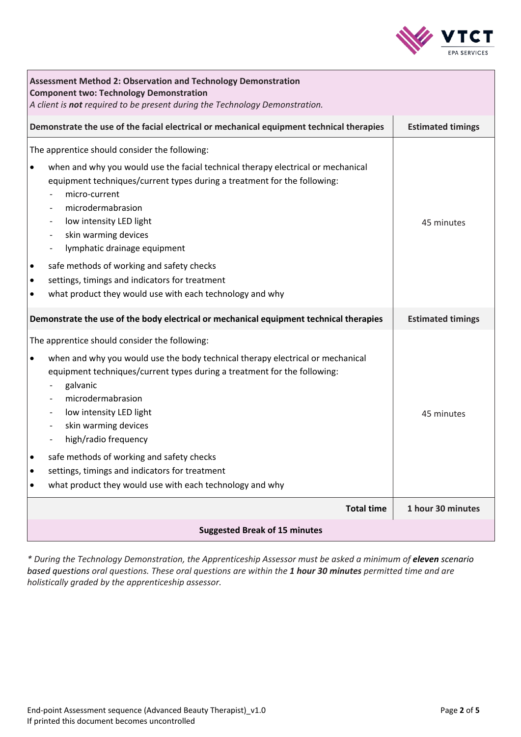| **Assessment Method 2: Observation and Technology Demonstration**<br>**Component two: Technology Demonstration**<br>*A client is **not** required to be present during the Technology Demonstration.* | |
|---|---|
| **Demonstrate the use of the facial electrical or mechanical equipment technical therapies** | **Estimated timings** |
| The apprentice should consider the following:<br>• when and why you would use the facial technical therapy electrical or mechanical equipment techniques/current types during a treatment for the following:<br>- micro-current<br>- microdermabrasion<br>- low intensity LED light<br>- skin warming devices<br>- lymphatic drainage equipment<br>• safe methods of working and safety checks<br>• settings, timings and indicators for treatment<br>• what product they would use with each technology and why | 45 minutes |
| **Demonstrate the use of the body electrical or mechanical equipment technical therapies** | **Estimated timings** |
| The apprentice should consider the following:<br>• when and why you would use the body technical therapy electrical or mechanical equipment techniques/current types during a treatment for the following:<br>- galvanic<br>- microdermabrasion<br>- low intensity LED light<br>- skin warming devices<br>- high/radio frequency<br>• safe methods of working and safety checks<br>• settings, timings and indicators for treatment<br>• what product they would use with each technology and why | 45 minutes |
| **Total time** | **1 hour 30 minutes** |
| **Suggested Break of 15 minutes** | |

*\* During the Technology Demonstration, the Apprenticeship Assessor must be asked a minimum of **eleven** scenario based questions oral questions. These oral questions are within the **1 hour 30 minutes** permitted time and are holistically graded by the apprenticeship assessor.*

End-point Assessment sequence (Advanced Beauty Therapist)_v1.0
If printed this document becomes uncontrolled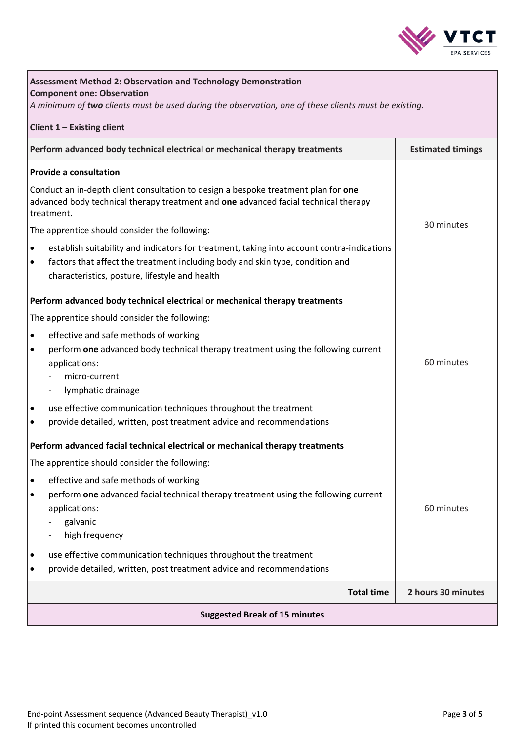**Assessment Method 2: Observation and Technology Demonstration**
**Component one: Observation**
*A minimum of **two** clients must be used during the observation, one of these clients must be existing.*

**Client 1 – Existing client**

| Perform advanced body technical electrical or mechanical therapy treatments | Estimated timings |
|---|---|
| **Provide a consultation**<br><br>Conduct an in-depth client consultation to design a bespoke treatment plan for **one** advanced body technical therapy treatment and **one** advanced facial technical therapy treatment.<br><br>The apprentice should consider the following:<br><br>• establish suitability and indicators for treatment, taking into account contra-indications<br>• factors that affect the treatment including body and skin type, condition and characteristics, posture, lifestyle and health | 30 minutes |
| **Perform advanced body technical electrical or mechanical therapy treatments**<br><br>The apprentice should consider the following:<br><br>• effective and safe methods of working<br>• perform **one** advanced body technical therapy treatment using the following current applications:<br>  - micro-current<br>  - lymphatic drainage<br>• use effective communication techniques throughout the treatment<br>• provide detailed, written, post treatment advice and recommendations | 60 minutes |
| **Perform advanced facial technical electrical or mechanical therapy treatments**<br><br>The apprentice should consider the following:<br><br>• effective and safe methods of working<br>• perform **one** advanced facial technical therapy treatment using the following current applications:<br>  - galvanic<br>  - high frequency<br>• use effective communication techniques throughout the treatment<br>• provide detailed, written, post treatment advice and recommendations | 60 minutes |
| **Total time** | **2 hours 30 minutes** |

**Suggested Break of 15 minutes**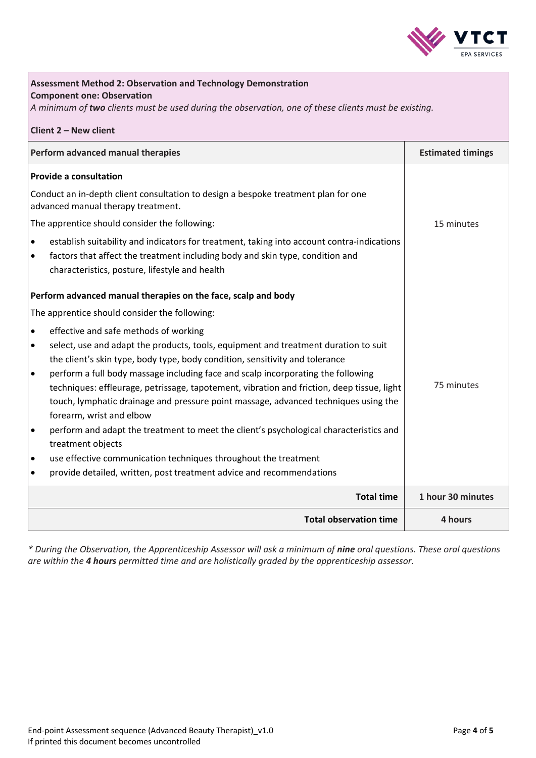**Assessment Method 2: Observation and Technology Demonstration**
**Component one: Observation**
*A minimum of **two** clients must be used during the observation, one of these clients must be existing.*

**Client 2 – New client**

| Perform advanced manual therapies | Estimated timings |
|---|---|
| **Provide a consultation**<br><br>Conduct an in-depth client consultation to design a bespoke treatment plan for one advanced manual therapy treatment.<br><br>The apprentice should consider the following:<br><br>• establish suitability and indicators for treatment, taking into account contra-indications<br>• factors that affect the treatment including body and skin type, condition and characteristics, posture, lifestyle and health | 15 minutes |
| **Perform advanced manual therapies on the face, scalp and body**<br><br>The apprentice should consider the following:<br><br>• effective and safe methods of working<br>• select, use and adapt the products, tools, equipment and treatment duration to suit the client's skin type, body type, body condition, sensitivity and tolerance<br>• perform a full body massage including face and scalp incorporating the following techniques: effleurage, petrissage, tapotement, vibration and friction, deep tissue, light touch, lymphatic drainage and pressure point massage, advanced techniques using the forearm, wrist and elbow<br>• perform and adapt the treatment to meet the client's psychological characteristics and treatment objects<br>• use effective communication techniques throughout the treatment<br>• provide detailed, written, post treatment advice and recommendations | 75 minutes |
| **Total time** | **1 hour 30 minutes** |
| **Total observation time** | **4 hours** |

*\* During the Observation, the Apprenticeship Assessor will ask a minimum of **nine** oral questions. These oral questions are within the **4 hours** permitted time and are holistically graded by the apprenticeship assessor.*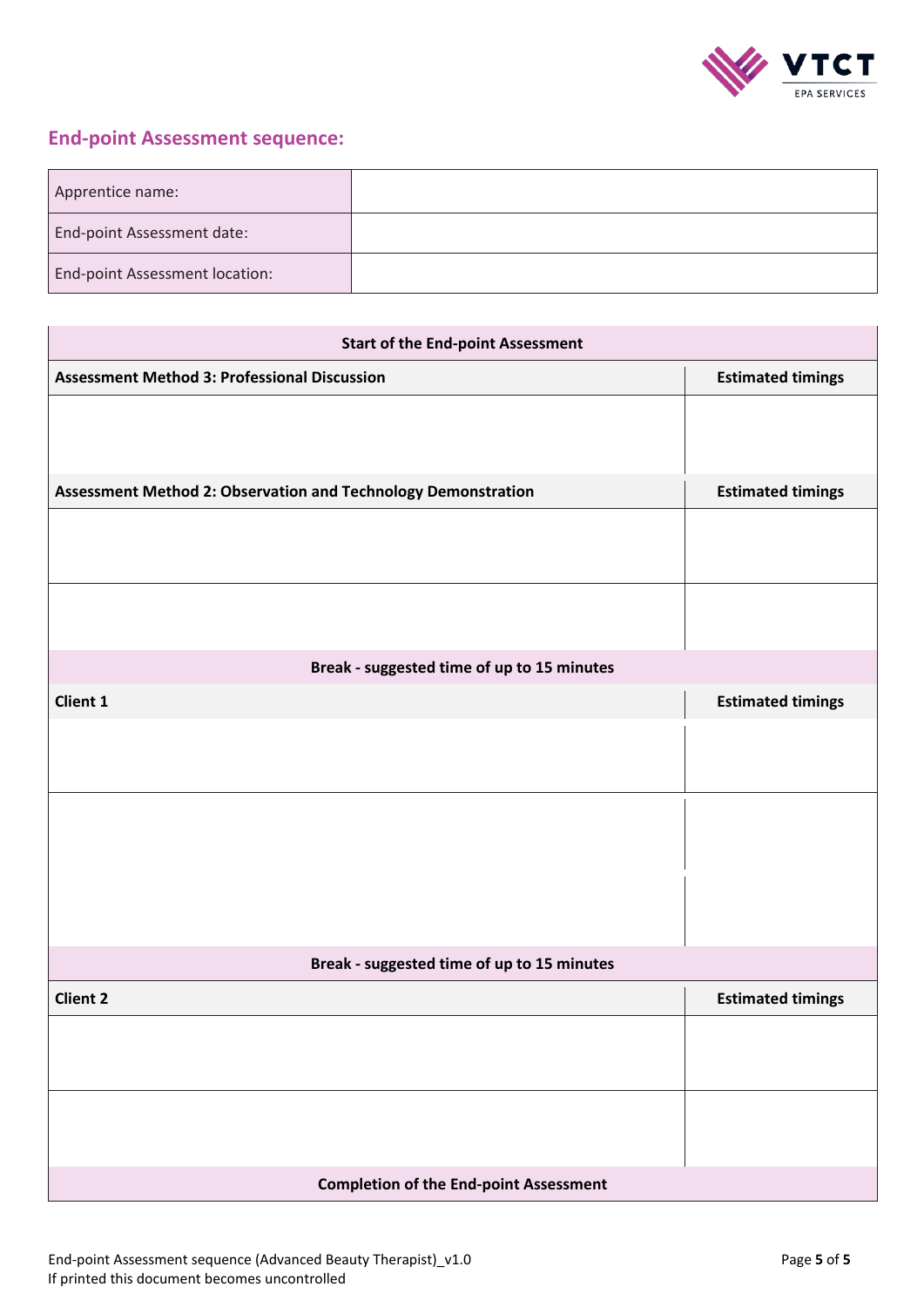## End-point Assessment sequence:

| | |
|---|---|
| Apprentice name: | |
| End-point Assessment date: | |
| End-point Assessment location: | |

| Start of the End-point Assessment | |
|---|---|
| **Assessment Method 3: Professional Discussion** | **Estimated timings** |
| | |
| **Assessment Method 2: Observation and Technology Demonstration** | **Estimated timings** |
| | |
| | |
| **Break - suggested time of up to 15 minutes** | |
| **Client 1** | **Estimated timings** |
| | |
| | |
| | |
| **Break - suggested time of up to 15 minutes** | |
| **Client 2** | **Estimated timings** |
| | |
| | |
| **Completion of the End-point Assessment** | |

End-point Assessment sequence (Advanced Beauty Therapist)_v1.0
If printed this document becomes uncontrolled